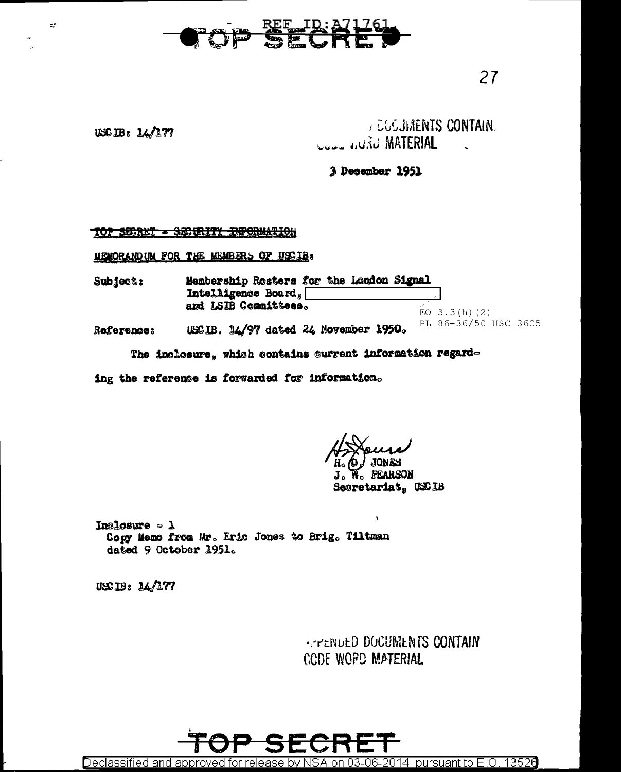REF ID:A71761

TOP SECRET

USCIB: 14/177

APPENDED DOCUMENTS CONTAIN CODE WORD MATERIAL

3 December 1951

TOP SECRET - SECURITY INFORMATION

MEMORANDUM FOR THE MEMBERS OF USCIB:

Subject: Membership Rosters for the London Signal Intelligence Board, [redacted] and LSIB Committees.

EO 3.3(h)(2)
PL 86-36/50 USC 3605

Reference: USCIB. 14/97 dated 24 November 1950.

The inclosure, which contains current information regarding the reference is forwarded for information.

H. D. JONES
J. W. PEARSON
Secretariat, USCIB

Inclosure - 1
Copy Memo from Mr. Eric Jones to Brig. Tiltman dated 9 October 1951.

USCIB: 14/177

APPENDED DOCUMENTS CONTAIN CODE WORD MATERIAL

TOP SECRET

Declassified and approved for release by NSA on 03-06-2014 pursuant to E.O. 13526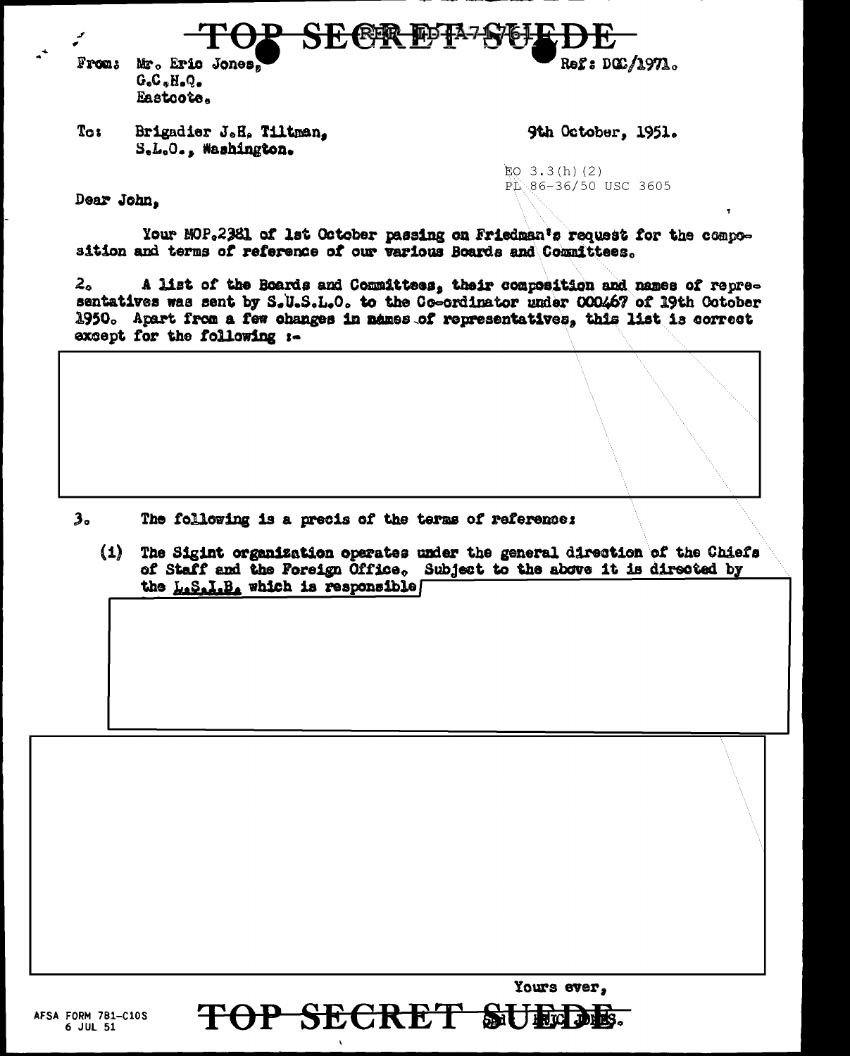TOP SECRET SUEDE

From: Mr. Eric Jones,
G.C.H.Q.
Eastcote.

Ref: DGC/1971.

To: Brigadier J.H. Tiltman,
S.L.O., Washington.

9th October, 1951.

EO 3.3(h)(2)
PL 86-36/50 USC 3605

Dear John,

Your MOP.2381 of 1st October passing on Friedman's request for the composition and terms of reference of our various Boards and Committees.

2. A list of the Boards and Committees, their composition and names of representatives was sent by S.U.S.L.O. to the Co-ordinator under 000467 of 19th October 1950. Apart from a few changes in names of representatives, this list is correct except for the following :-

3. The following is a precis of the terms of reference:

(i) The Sigint organization operates under the general direction of the Chiefs of Staff and the Foreign Office. Subject to the above it is directed by the L.S.I.B. which is responsible

Yours ever,

Sgd. ERIC JONES.

TOP SECRET SUEDE